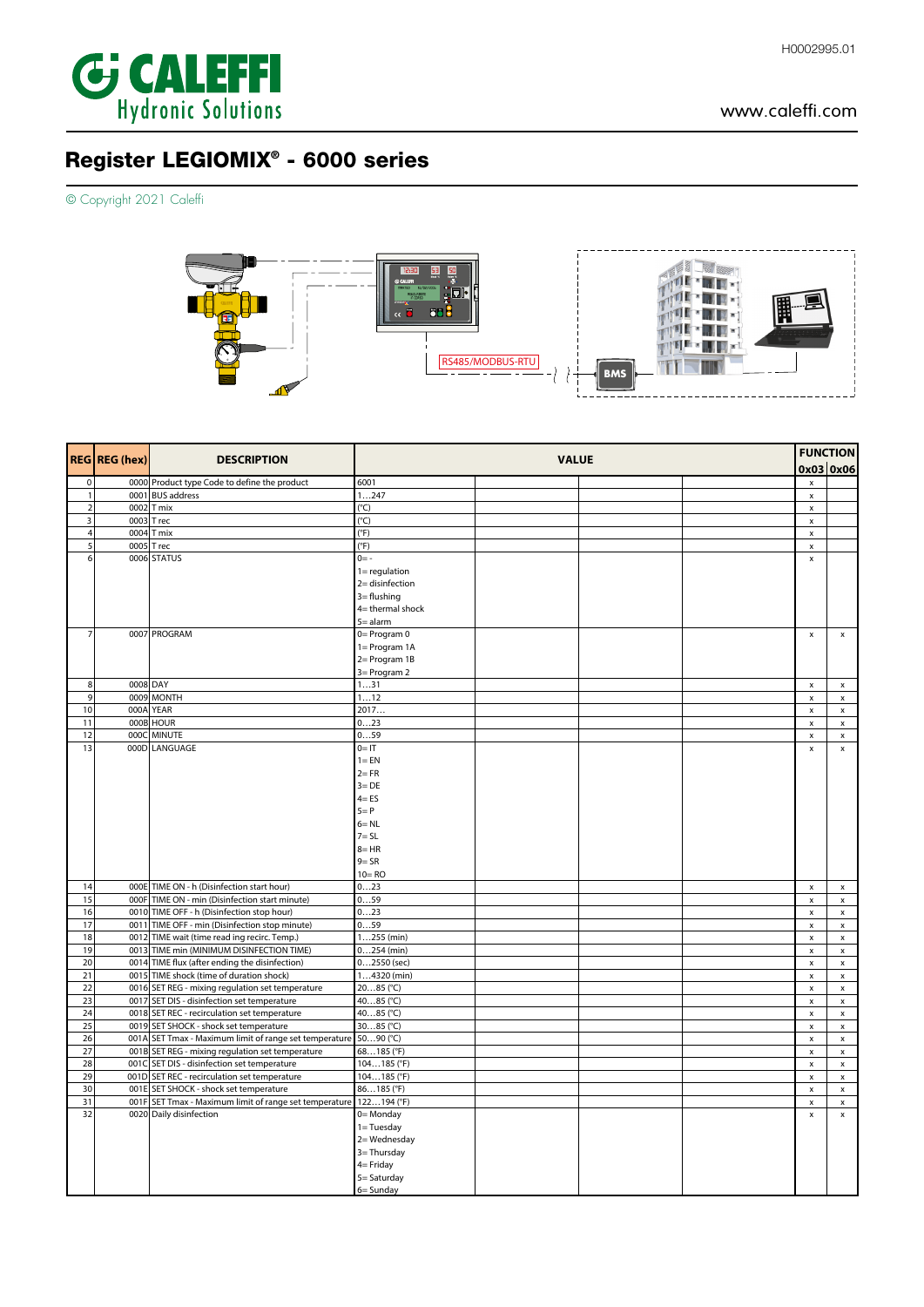H0002995.01

www.caleffi.com

# Register LEGIOMIX® - 6000 series

© Copyright 2021 Caleffi

RS485/MODBUS-RTU

BMS

| REG | REG (hex) | DESCRIPTION | VALUE | | | | FUNCTION 0x03 | FUNCTION 0x06 |
|---|---|---|---|---|---|---|---|---|
| 0 | 0000 | Product type Code to define the product | 6001 | | | | x | |
| 1 | 0001 | BUS address | 1…247 | | | | x | |
| 2 | 0002 | T mix | (°C) | | | | x | |
| 3 | 0003 | T rec | (°C) | | | | x | |
| 4 | 0004 | T mix | (°F) | | | | x | |
| 5 | 0005 | T rec | (°F) | | | | x | |
| 6 | 0006 | STATUS | 0= - <br> 1= regulation <br> 2= disinfection <br> 3= flushing <br> 4= thermal shock <br> 5= alarm | | | | x | |
| 7 | 0007 | PROGRAM | 0= Program 0 <br> 1= Program 1A <br> 2= Program 1B <br> 3= Program 2 | | | | x | x |
| 8 | 0008 | DAY | 1…31 | | | | x | x |
| 9 | 0009 | MONTH | 1…12 | | | | x | x |
| 10 | 000A | YEAR | 2017… | | | | x | x |
| 11 | 000B | HOUR | 0…23 | | | | x | x |
| 12 | 000C | MINUTE | 0…59 | | | | x | x |
| 13 | 000D | LANGUAGE | 0= IT <br> 1= EN <br> 2= FR <br> 3= DE <br> 4= ES <br> 5= P <br> 6= NL <br> 7= SL <br> 8= HR <br> 9= SR <br> 10= RO | | | | x | x |
| 14 | 000E | TIME ON - h (Disinfection start hour) | 0…23 | | | | x | x |
| 15 | 000F | TIME ON - min (Disinfection start minute) | 0…59 | | | | x | x |
| 16 | 0010 | TIME OFF - h (Disinfection stop hour) | 0…23 | | | | x | x |
| 17 | 0011 | TIME OFF - min (Disinfection stop minute) | 0…59 | | | | x | x |
| 18 | 0012 | TIME wait (time read ing recirc. Temp.) | 1…255 (min) | | | | x | x |
| 19 | 0013 | TIME min (MINIMUM DISINFECTION TIME) | 0…254 (min) | | | | x | x |
| 20 | 0014 | TIME flux (after ending the disinfection) | 0…2550 (sec) | | | | x | x |
| 21 | 0015 | TIME shock (time of duration shock) | 1…4320 (min) | | | | x | x |
| 22 | 0016 | SET REG - mixing regulation set temperature | 20…85 (°C) | | | | x | x |
| 23 | 0017 | SET DIS - disinfection set temperature | 40…85 (°C) | | | | x | x |
| 24 | 0018 | SET REC - recirculation set temperature | 40…85 (°C) | | | | x | x |
| 25 | 0019 | SET SHOCK - shock set temperature | 30…85 (°C) | | | | x | x |
| 26 | 001A | SET Tmax - Maximum limit of range set temperature | 50…90 (°C) | | | | x | x |
| 27 | 001B | SET REG - mixing regulation set temperature | 68…185 (°F) | | | | x | x |
| 28 | 001C | SET DIS - disinfection set temperature | 104…185 (°F) | | | | x | x |
| 29 | 001D | SET REC - recirculation set temperature | 104…185 (°F) | | | | x | x |
| 30 | 001E | SET SHOCK - shock set temperature | 86…185 (°F) | | | | x | x |
| 31 | 001F | SET Tmax - Maximum limit of range set temperature | 122…194 (°F) | | | | x | x |
| 32 | 0020 | Daily disinfection | 0= Monday <br> 1= Tuesday <br> 2= Wednesday <br> 3= Thursday <br> 4= Friday <br> 5= Saturday <br> 6= Sunday | | | | x | x |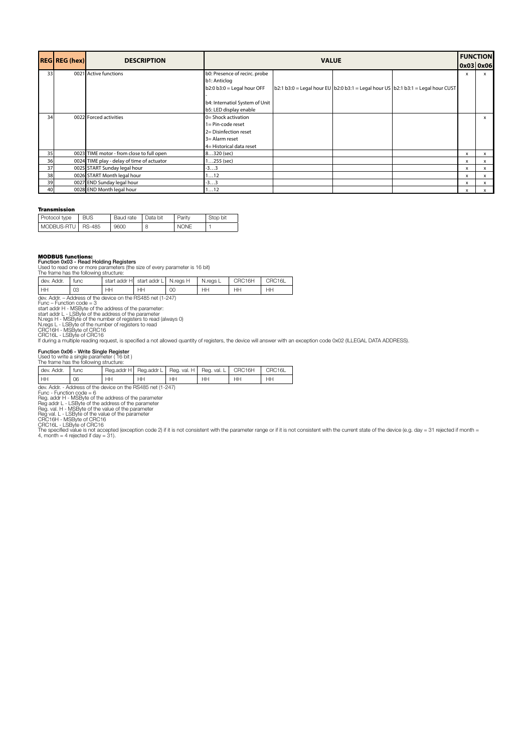| REG | REG (hex) | DESCRIPTION | VALUE | | | | FUNCTION 0x03 | FUNCTION 0x06 |
|---|---|---|---|---|---|---|---|---|
| 33 | 0021 | Active functions | b0: Presence of recirc. probe<br>b1: Anticlog<br>b2:0 b3:0 = Legal hour OFF<br>-<br>b4: Internatiol System of Unit<br>b5: LED display enable | b2:1 b3:0 = Legal hour EU | b2:0 b3:1 = Legal hour US | b2:1 b3:1 = Legal hour CUST | x | x |
| 34 | 0022 | Forced activities | 0= Shock activation<br>1= Pin-code reset<br>2= Disinfection reset<br>3= Alarm reset<br>4= Historical data reset | | | | | x |
| 35 | 0023 | TIME motor - from close to full open | 8…320 (sec) | | | | x | x |
| 36 | 0024 | TIME play - delay of time of actuator | 1…255 (sec) | | | | x | x |
| 37 | 0025 | START Sunday legal hour | -3…3 | | | | x | x |
| 38 | 0026 | START Month legal hour | 1…12 | | | | x | x |
| 39 | 0027 | END Sunday legal hour | -3…3 | | | | x | x |
| 40 | 0028 | END Month legal hour | 1…12 | | | | x | x |

**Transmission**

| Protocol type | BUS | Baud rate | Data bit | Parity | Stop bit |
|---|---|---|---|---|---|
| MODBUS-RTU | RS-485 | 9600 | 8 | NONE | 1 |

**MODBUS functions:**

**Function 0x03 - Read Holding Registers**

Used to read one or more parameters (the size of every parameter is 16 bit)
The frame has the following structure:

| dev. Addr. | func | start addr H | start addr L | N.regs H | N.regs L | CRC16H | CRC16L |
|---|---|---|---|---|---|---|---|
| HH | 03 | HH | HH | 00 | HH | HH | HH |

dev. Addr. – Address of the device on the RS485 net (1-247)
Func – Function code = 3
start addr H - MSByte of the address of the parameter:
start addr L - LSByte of the address of the parameter
N.regs H - MSByte of the number of registers to read (always 0)
N.regs L - LSByte of the number of registers to read
CRC16H - MSByte of CRC16
CRC16L - LSByte of CRC16
If during a multiple reading request, is specified a not allowed quantity of registers, the device will answer with an exception code 0x02 (ILLEGAL DATA ADDRESS).

**Function 0x06 - Write Single Register**

Used to write a single parameter ( 16 bit )
The frame has the following structure:

| dev. Addr. | func | Reg.addr H | Reg.addr L | Reg. val. H | Reg. val. L | CRC16H | CRC16L |
|---|---|---|---|---|---|---|---|
| HH | 06 | HH | HH | HH | HH | HH | HH |

dev. Addr. - Address of the device on the RS485 net (1-247)
Func - Function code = 6
Reg. addr H - MSByte of the address of the parameter
Reg addr L - LSByte of the address of the parameter
Reg. val. H - MSByte of the value of the parameter
Reg val. L - LSByte of the value of the parameter
CRC16H - MSByte of CRC16
CRC16L - LSByte of CRC16
The specified value is not accepted (exception code 2) if it is not consistent with the parameter range or if it is not consistent with the current state of the device (e.g. day = 31 rejected if month = 4, month = 4 rejected if day = 31).